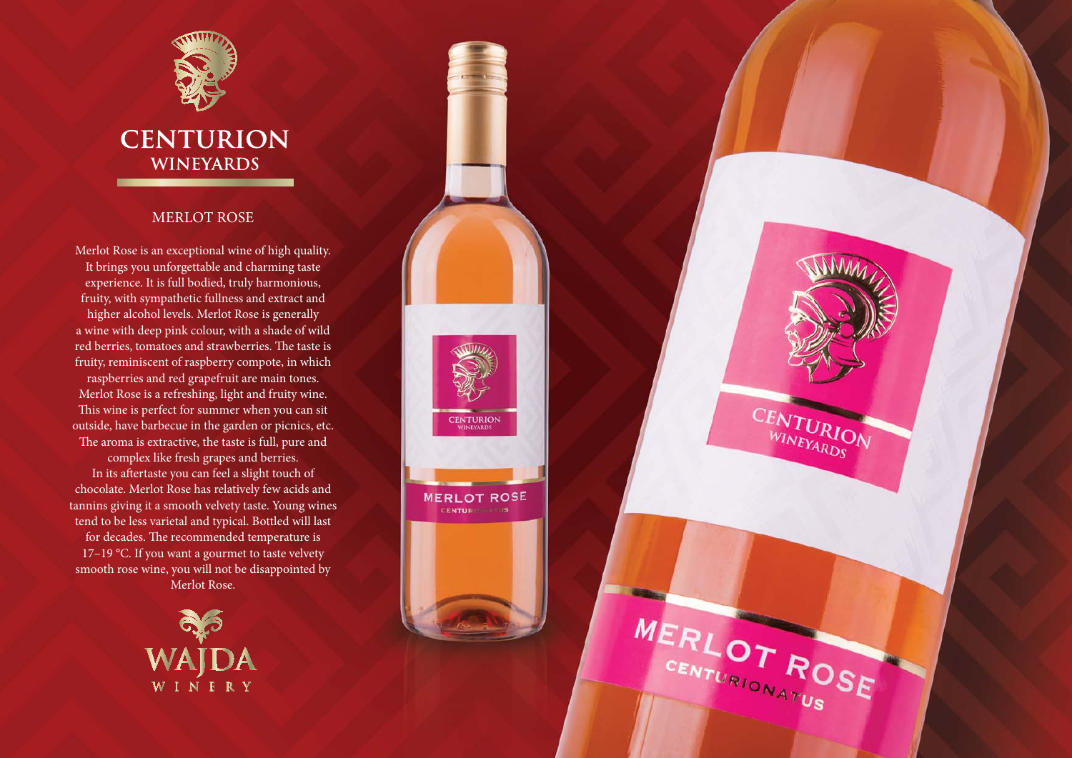# CENTURION WINEYARDS

## MERLOT ROSE

Merlot Rose is an exceptional wine of high quality. It brings you unforgettable and charming taste experience. It is full bodied, truly harmonious, fruity, with sympathetic fullness and extract and higher alcohol levels. Merlot Rose is generally a wine with deep pink colour, with a shade of wild red berries, tomatoes and strawberries. The taste is fruity, reminiscent of raspberry compote, in which raspberries and red grapefruit are main tones. Merlot Rose is a refreshing, light and fruity wine. This wine is perfect for summer when you can sit outside, have barbecue in the garden or picnics, etc. The aroma is extractive, the taste is full, pure and complex like fresh grapes and berries. In its aftertaste you can feel a slight touch of chocolate. Merlot Rose has relatively few acids and tannins giving it a smooth velvety taste. Young wines tend to be less varietal and typical. Bottled will last for decades. The recommended temperature is 17–19 °C. If you want a gourmet to taste velvety smooth rose wine, you will not be disappointed by Merlot Rose.

WAJDA WINERY

CENTURION WINEYARDS

MERLOT ROSE
CENTURIONATUS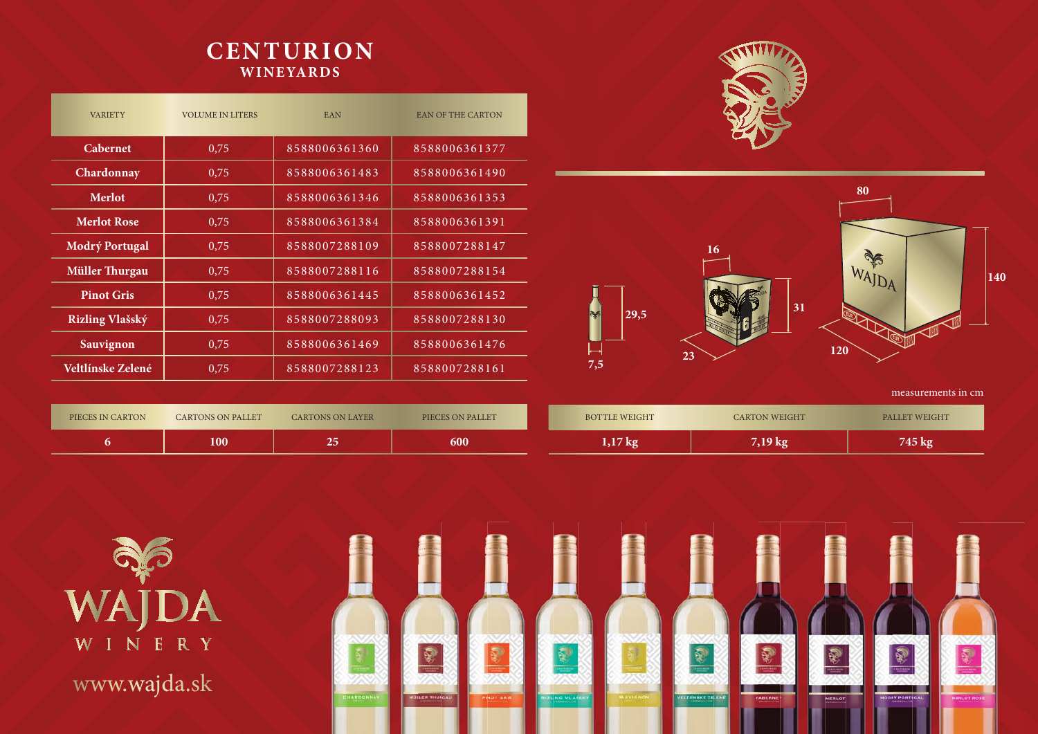# CENTURION
## WINEYARDS

| VARIETY | VOLUME IN LITERS | EAN | EAN OF THE CARTON |
|---|---|---|---|
| **Cabernet** | 0,75 | 8588006361360 | 8588006361377 |
| **Chardonnay** | 0,75 | 8588006361483 | 8588006361490 |
| **Merlot** | 0,75 | 8588006361346 | 8588006361353 |
| **Merlot Rose** | 0,75 | 8588006361384 | 8588006361391 |
| **Modrý Portugal** | 0,75 | 8588007288109 | 8588007288147 |
| **Müller Thurgau** | 0,75 | 8588007288116 | 8588007288154 |
| **Pinot Gris** | 0,75 | 8588006361445 | 8588006361452 |
| **Rizling Vlašský** | 0,75 | 8588007288093 | 8588007288130 |
| **Sauvignon** | 0,75 | 8588006361469 | 8588006361476 |
| **Veltlínske Zelené** | 0,75 | 8588007288123 | 8588007288161 |

29,5

7,5

16

31

23

80

140

120

measurements in cm

| PIECES IN CARTON | CARTONS ON PALLET | CARTONS ON LAYER | PIECES ON PALLET |
|---|---|---|---|
| **6** | **100** | **25** | **600** |

| BOTTLE WEIGHT | CARTON WEIGHT | PALLET WEIGHT |
|---|---|---|
| **1,17 kg** | **7,19 kg** | **745 kg** |

WAJDA

WINERY

www.wajda.sk